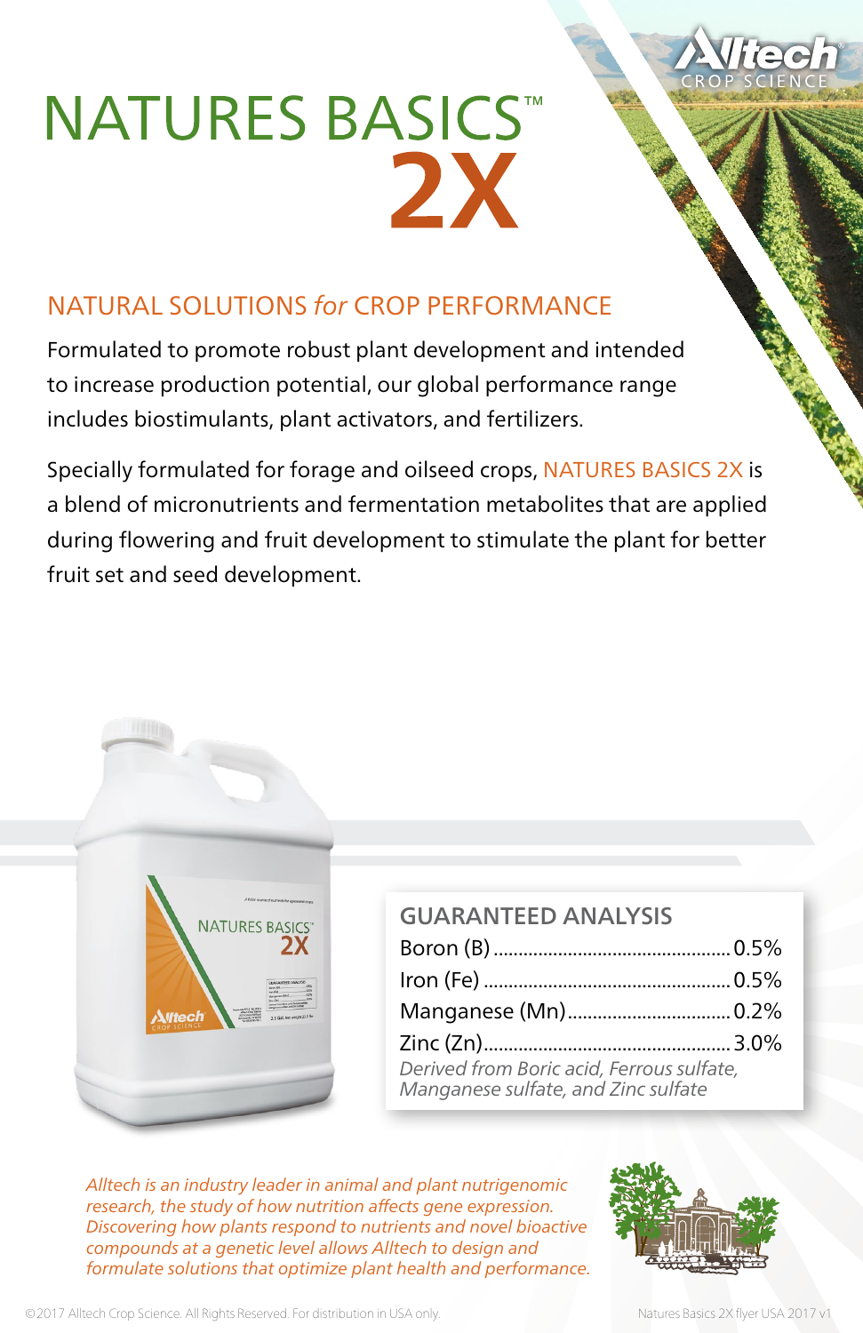# NATURES BASICS™ 2X

## NATURAL SOLUTIONS *for* CROP PERFORMANCE

Formulated to promote robust plant development and intended to increase production potential, our global performance range includes biostimulants, plant activators, and fertilizers.

Specially formulated for forage and oilseed crops, NATURES BASICS 2X is a blend of micronutrients and fermentation metabolites that are applied during flowering and fruit development to stimulate the plant for better fruit set and seed development.

### GUARANTEED ANALYSIS

| Nutrient | % |
|---|---|
| Boron (B) | 0.5% |
| Iron (Fe) | 0.5% |
| Manganese (Mn) | 0.2% |
| Zinc (Zn) | 3.0% |

*Derived from Boric acid, Ferrous sulfate, Manganese sulfate, and Zinc sulfate*

*Alltech is an industry leader in animal and plant nutrigenomic research, the study of how nutrition affects gene expression. Discovering how plants respond to nutrients and novel bioactive compounds at a genetic level allows Alltech to design and formulate solutions that optimize plant health and performance.*

©2017 Alltech Crop Science. All Rights Reserved. For distribution in USA only.

Natures Basics 2X flyer USA 2017 v1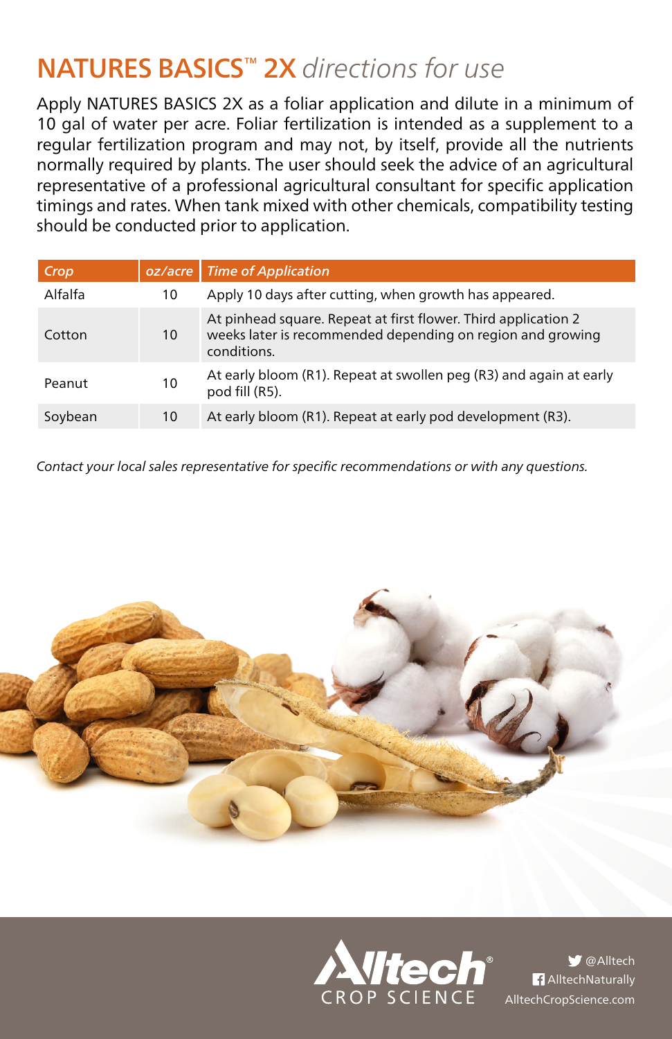# NATURES BASICS™ 2X *directions for use*

Apply NATURES BASICS 2X as a foliar application and dilute in a minimum of 10 gal of water per acre. Foliar fertilization is intended as a supplement to a regular fertilization program and may not, by itself, provide all the nutrients normally required by plants. The user should seek the advice of an agricultural representative of a professional agricultural consultant for specific application timings and rates. When tank mixed with other chemicals, compatibility testing should be conducted prior to application.

| *Crop* | *oz/acre* | *Time of Application* |
|---|---|---|
| Alfalfa | 10 | Apply 10 days after cutting, when growth has appeared. |
| Cotton | 10 | At pinhead square. Repeat at first flower. Third application 2 weeks later is recommended depending on region and growing conditions. |
| Peanut | 10 | At early bloom (R1). Repeat at swollen peg (R3) and again at early pod fill (R5). |
| Soybean | 10 | At early bloom (R1). Repeat at early pod development (R3). |

*Contact your local sales representative for specific recommendations or with any questions.*

Alltech® CROP SCIENCE

@Alltech
AlltechNaturally
AlltechCropScience.com